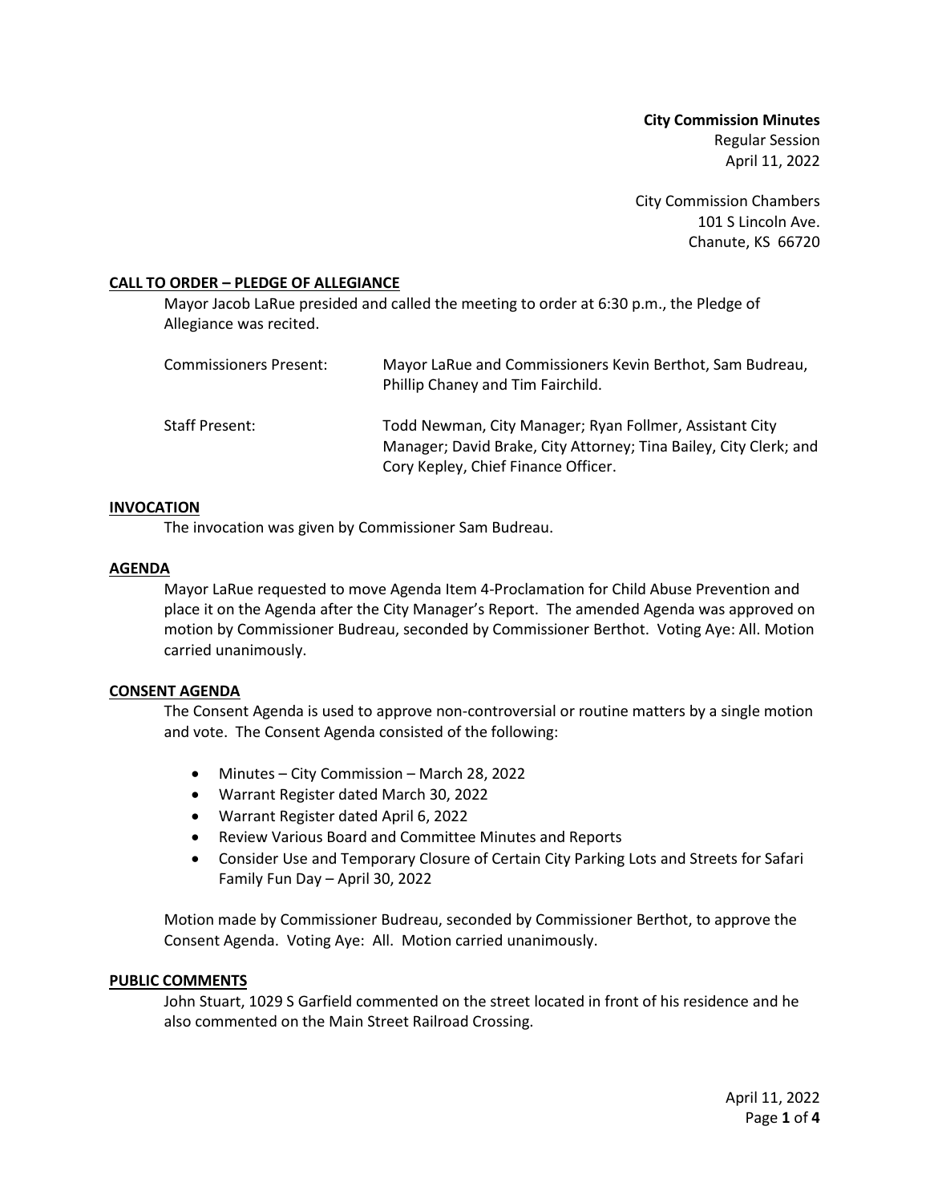**City Commission Minutes**
Regular Session
April 11, 2022

City Commission Chambers
101 S Lincoln Ave.
Chanute, KS 66720

## CALL TO ORDER – PLEDGE OF ALLEGIANCE

Mayor Jacob LaRue presided and called the meeting to order at 6:30 p.m., the Pledge of Allegiance was recited.

Commissioners Present: Mayor LaRue and Commissioners Kevin Berthot, Sam Budreau, Phillip Chaney and Tim Fairchild.

Staff Present: Todd Newman, City Manager; Ryan Follmer, Assistant City Manager; David Brake, City Attorney; Tina Bailey, City Clerk; and Cory Kepley, Chief Finance Officer.

## INVOCATION

The invocation was given by Commissioner Sam Budreau.

## AGENDA

Mayor LaRue requested to move Agenda Item 4-Proclamation for Child Abuse Prevention and place it on the Agenda after the City Manager's Report. The amended Agenda was approved on motion by Commissioner Budreau, seconded by Commissioner Berthot. Voting Aye: All. Motion carried unanimously.

## CONSENT AGENDA

The Consent Agenda is used to approve non-controversial or routine matters by a single motion and vote. The Consent Agenda consisted of the following:

- Minutes – City Commission – March 28, 2022
- Warrant Register dated March 30, 2022
- Warrant Register dated April 6, 2022
- Review Various Board and Committee Minutes and Reports
- Consider Use and Temporary Closure of Certain City Parking Lots and Streets for Safari Family Fun Day – April 30, 2022

Motion made by Commissioner Budreau, seconded by Commissioner Berthot, to approve the Consent Agenda. Voting Aye: All. Motion carried unanimously.

## PUBLIC COMMENTS

John Stuart, 1029 S Garfield commented on the street located in front of his residence and he also commented on the Main Street Railroad Crossing.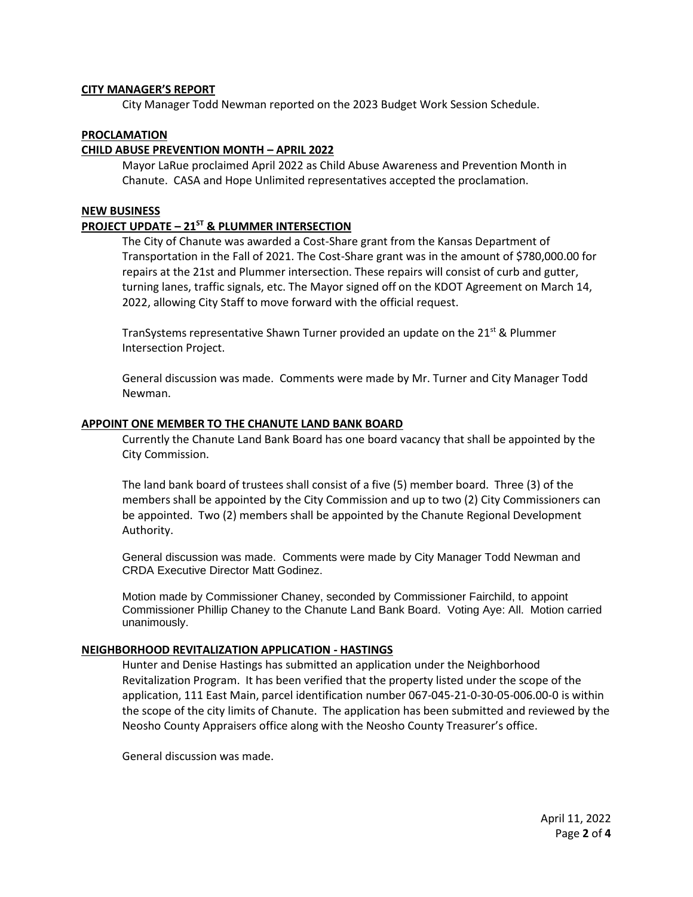**CITY MANAGER'S REPORT**

City Manager Todd Newman reported on the 2023 Budget Work Session Schedule.

**PROCLAMATION**

**CHILD ABUSE PREVENTION MONTH – APRIL 2022**

Mayor LaRue proclaimed April 2022 as Child Abuse Awareness and Prevention Month in Chanute. CASA and Hope Unlimited representatives accepted the proclamation.

**NEW BUSINESS**

**PROJECT UPDATE – 21ST & PLUMMER INTERSECTION**

The City of Chanute was awarded a Cost-Share grant from the Kansas Department of Transportation in the Fall of 2021. The Cost-Share grant was in the amount of $780,000.00 for repairs at the 21st and Plummer intersection. These repairs will consist of curb and gutter, turning lanes, traffic signals, etc. The Mayor signed off on the KDOT Agreement on March 14, 2022, allowing City Staff to move forward with the official request.

TranSystems representative Shawn Turner provided an update on the 21st & Plummer Intersection Project.

General discussion was made. Comments were made by Mr. Turner and City Manager Todd Newman.

**APPOINT ONE MEMBER TO THE CHANUTE LAND BANK BOARD**

Currently the Chanute Land Bank Board has one board vacancy that shall be appointed by the City Commission.

The land bank board of trustees shall consist of a five (5) member board. Three (3) of the members shall be appointed by the City Commission and up to two (2) City Commissioners can be appointed. Two (2) members shall be appointed by the Chanute Regional Development Authority.

General discussion was made. Comments were made by City Manager Todd Newman and CRDA Executive Director Matt Godinez.

Motion made by Commissioner Chaney, seconded by Commissioner Fairchild, to appoint Commissioner Phillip Chaney to the Chanute Land Bank Board. Voting Aye: All. Motion carried unanimously.

**NEIGHBORHOOD REVITALIZATION APPLICATION - HASTINGS**

Hunter and Denise Hastings has submitted an application under the Neighborhood Revitalization Program. It has been verified that the property listed under the scope of the application, 111 East Main, parcel identification number 067-045-21-0-30-05-006.00-0 is within the scope of the city limits of Chanute. The application has been submitted and reviewed by the Neosho County Appraisers office along with the Neosho County Treasurer's office.

General discussion was made.

April 11, 2022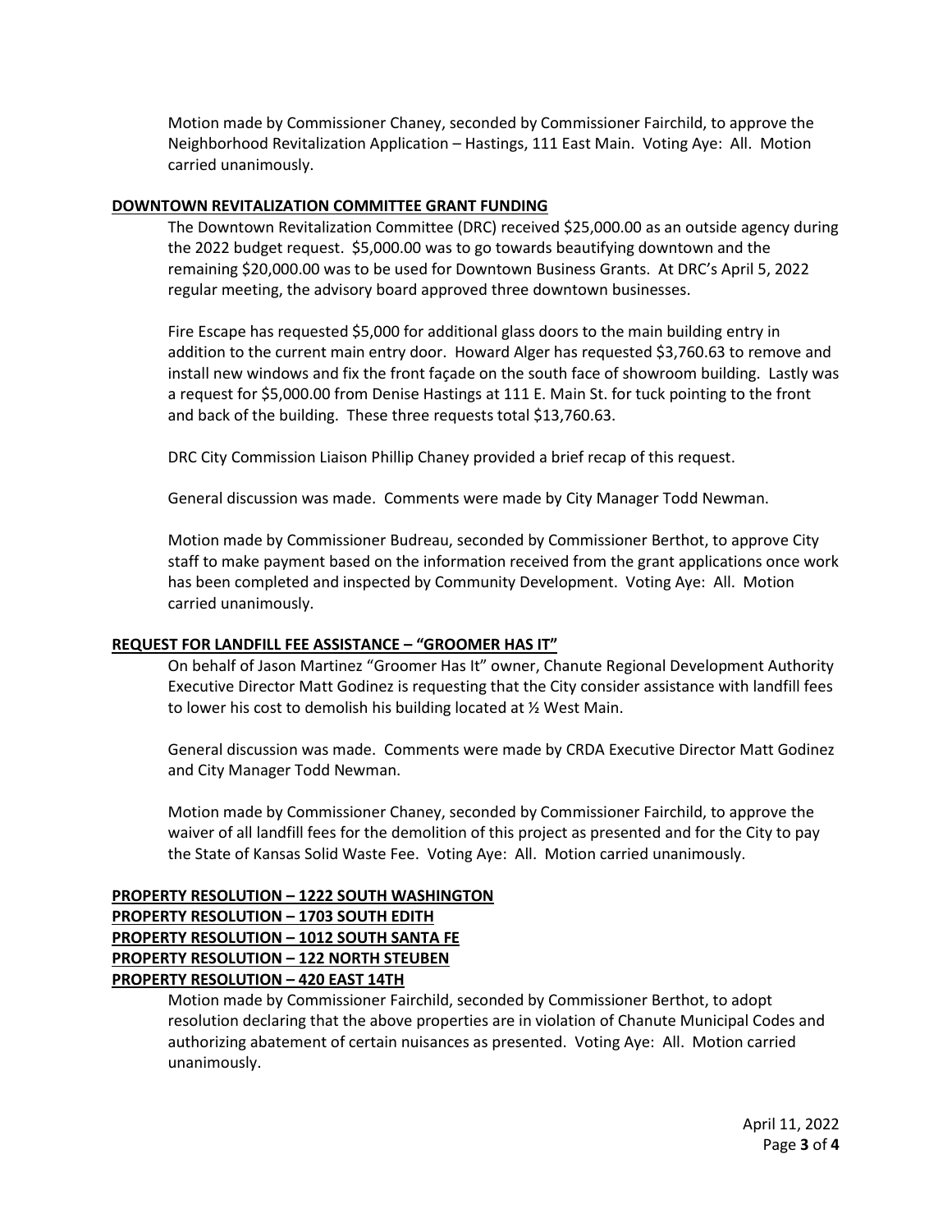Motion made by Commissioner Chaney, seconded by Commissioner Fairchild, to approve the Neighborhood Revitalization Application – Hastings, 111 East Main. Voting Aye: All. Motion carried unanimously.

**DOWNTOWN REVITALIZATION COMMITTEE GRANT FUNDING**

The Downtown Revitalization Committee (DRC) received $25,000.00 as an outside agency during the 2022 budget request. $5,000.00 was to go towards beautifying downtown and the remaining $20,000.00 was to be used for Downtown Business Grants. At DRC's April 5, 2022 regular meeting, the advisory board approved three downtown businesses.

Fire Escape has requested $5,000 for additional glass doors to the main building entry in addition to the current main entry door. Howard Alger has requested $3,760.63 to remove and install new windows and fix the front façade on the south face of showroom building. Lastly was a request for $5,000.00 from Denise Hastings at 111 E. Main St. for tuck pointing to the front and back of the building. These three requests total $13,760.63.

DRC City Commission Liaison Phillip Chaney provided a brief recap of this request.

General discussion was made. Comments were made by City Manager Todd Newman.

Motion made by Commissioner Budreau, seconded by Commissioner Berthot, to approve City staff to make payment based on the information received from the grant applications once work has been completed and inspected by Community Development. Voting Aye: All. Motion carried unanimously.

**REQUEST FOR LANDFILL FEE ASSISTANCE – "GROOMER HAS IT"**

On behalf of Jason Martinez "Groomer Has It" owner, Chanute Regional Development Authority Executive Director Matt Godinez is requesting that the City consider assistance with landfill fees to lower his cost to demolish his building located at ½ West Main.

General discussion was made. Comments were made by CRDA Executive Director Matt Godinez and City Manager Todd Newman.

Motion made by Commissioner Chaney, seconded by Commissioner Fairchild, to approve the waiver of all landfill fees for the demolition of this project as presented and for the City to pay the State of Kansas Solid Waste Fee. Voting Aye: All. Motion carried unanimously.

**PROPERTY RESOLUTION – 1222 SOUTH WASHINGTON**
**PROPERTY RESOLUTION – 1703 SOUTH EDITH**
**PROPERTY RESOLUTION – 1012 SOUTH SANTA FE**
**PROPERTY RESOLUTION – 122 NORTH STEUBEN**
**PROPERTY RESOLUTION – 420 EAST 14TH**

Motion made by Commissioner Fairchild, seconded by Commissioner Berthot, to adopt resolution declaring that the above properties are in violation of Chanute Municipal Codes and authorizing abatement of certain nuisances as presented. Voting Aye: All. Motion carried unanimously.

April 11, 2022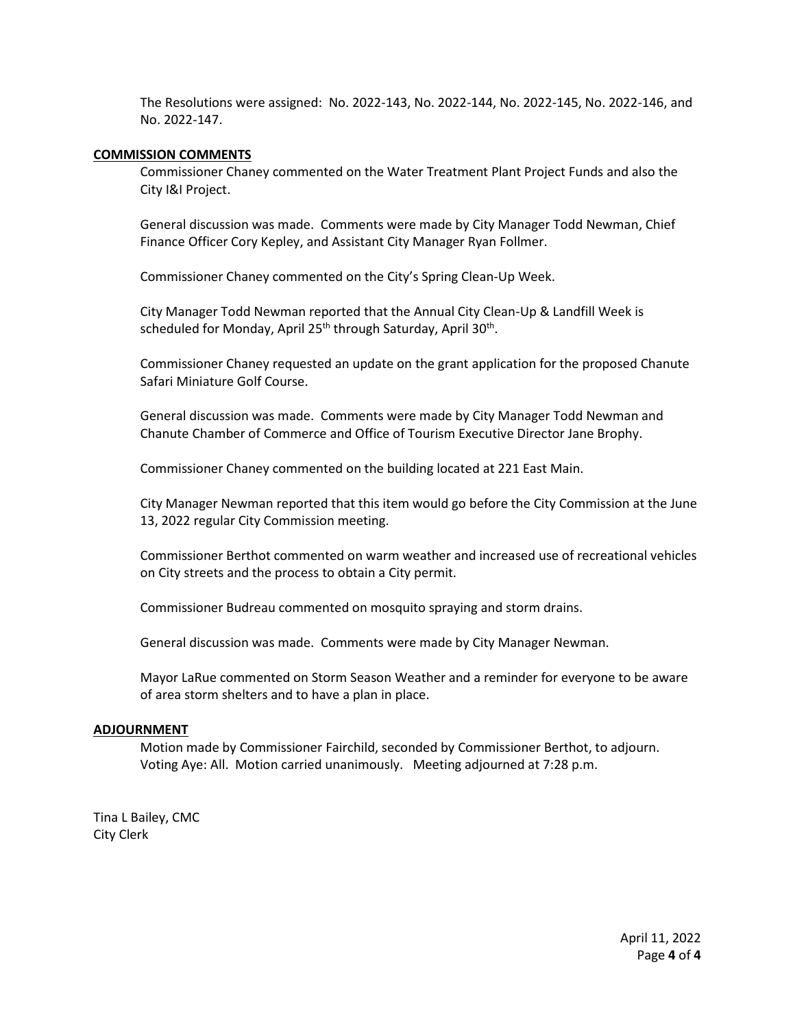The Resolutions were assigned: No. 2022-143, No. 2022-144, No. 2022-145, No. 2022-146, and No. 2022-147.

**COMMISSION COMMENTS**

Commissioner Chaney commented on the Water Treatment Plant Project Funds and also the City I&I Project.

General discussion was made. Comments were made by City Manager Todd Newman, Chief Finance Officer Cory Kepley, and Assistant City Manager Ryan Follmer.

Commissioner Chaney commented on the City's Spring Clean-Up Week.

City Manager Todd Newman reported that the Annual City Clean-Up & Landfill Week is scheduled for Monday, April 25th through Saturday, April 30th.

Commissioner Chaney requested an update on the grant application for the proposed Chanute Safari Miniature Golf Course.

General discussion was made. Comments were made by City Manager Todd Newman and Chanute Chamber of Commerce and Office of Tourism Executive Director Jane Brophy.

Commissioner Chaney commented on the building located at 221 East Main.

City Manager Newman reported that this item would go before the City Commission at the June 13, 2022 regular City Commission meeting.

Commissioner Berthot commented on warm weather and increased use of recreational vehicles on City streets and the process to obtain a City permit.

Commissioner Budreau commented on mosquito spraying and storm drains.

General discussion was made. Comments were made by City Manager Newman.

Mayor LaRue commented on Storm Season Weather and a reminder for everyone to be aware of area storm shelters and to have a plan in place.

**ADJOURNMENT**

Motion made by Commissioner Fairchild, seconded by Commissioner Berthot, to adjourn. Voting Aye: All. Motion carried unanimously. Meeting adjourned at 7:28 p.m.

Tina L Bailey, CMC
City Clerk

April 11, 2022